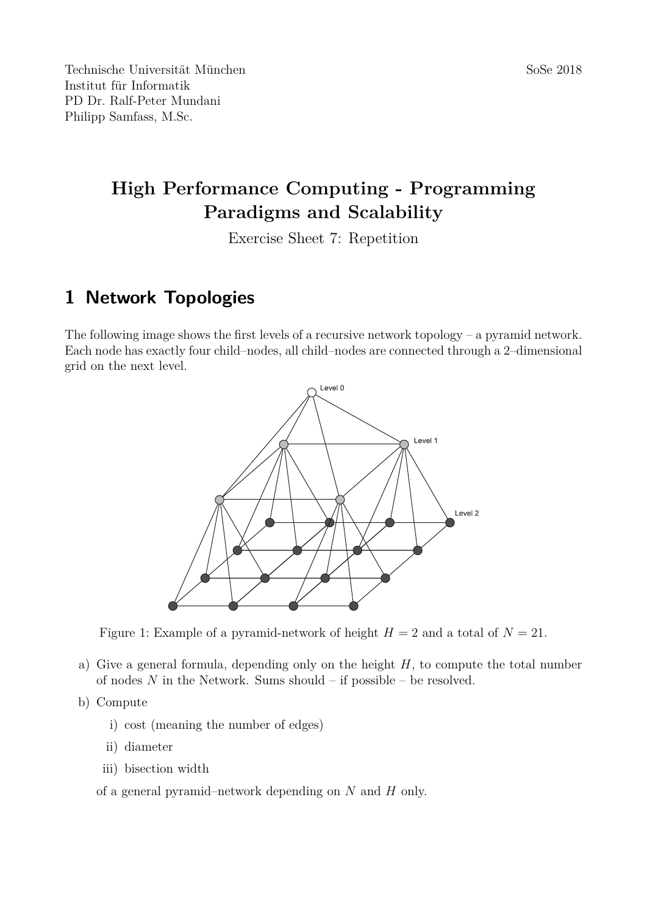Technische Universität München
Institut für Informatik
PD Dr. Ralf-Peter Mundani
Philipp Samfass, M.Sc.

SoSe 2018

# High Performance Computing - Programming Paradigms and Scalability

Exercise Sheet 7: Repetition

## 1 Network Topologies

The following image shows the first levels of a recursive network topology – a pyramid network. Each node has exactly four child–nodes, all child–nodes are connected through a 2–dimensional grid on the next level.

Figure 1: Example of a pyramid-network of height $H = 2$ and a total of $N = 21$.

a) Give a general formula, depending only on the height $H$, to compute the total number of nodes $N$ in the Network. Sums should – if possible – be resolved.

b) Compute

   i) cost (meaning the number of edges)

   ii) diameter

   iii) bisection width

   of a general pyramid–network depending on $N$ and $H$ only.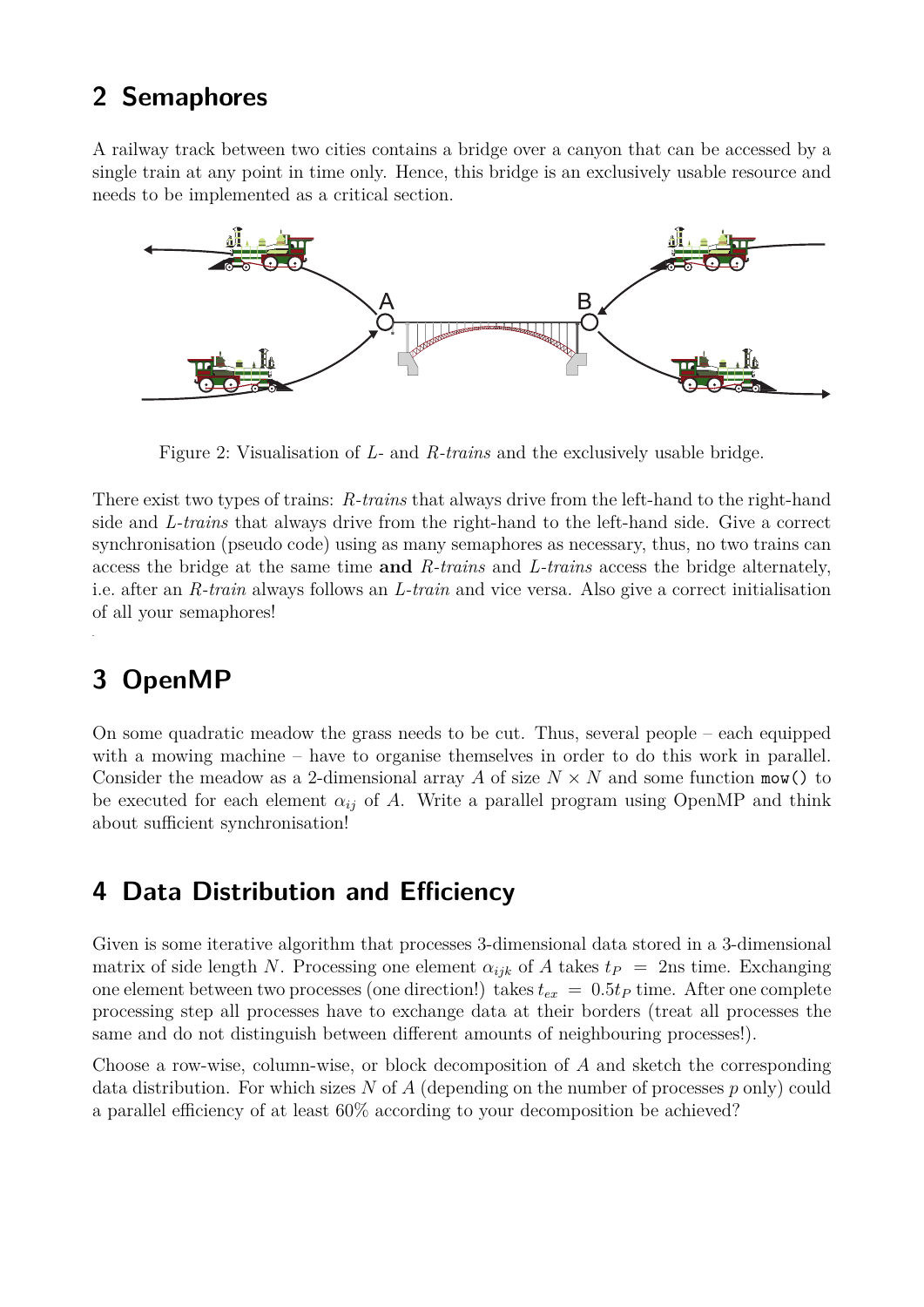## 2 Semaphores

A railway track between two cities contains a bridge over a canyon that can be accessed by a single train at any point in time only. Hence, this bridge is an exclusively usable resource and needs to be implemented as a critical section.

A

B

Figure 2: Visualisation of *L*- and *R-trains* and the exclusively usable bridge.

There exist two types of trains: *R-trains* that always drive from the left-hand to the right-hand side and *L-trains* that always drive from the right-hand to the left-hand side. Give a correct synchronisation (pseudo code) using as many semaphores as necessary, thus, no two trains can access the bridge at the same time **and** *R-trains* and *L-trains* access the bridge alternately, i.e. after an *R-train* always follows an *L-train* and vice versa. Also give a correct initialisation of all your semaphores!

## 3 OpenMP

On some quadratic meadow the grass needs to be cut. Thus, several people – each equipped with a mowing machine – have to organise themselves in order to do this work in parallel. Consider the meadow as a 2-dimensional array $A$ of size $N \times N$ and some function `mow()` to be executed for each element $\alpha_{ij}$ of $A$. Write a parallel program using OpenMP and think about sufficient synchronisation!

## 4 Data Distribution and Efficiency

Given is some iterative algorithm that processes 3-dimensional data stored in a 3-dimensional matrix of side length $N$. Processing one element $\alpha_{ijk}$ of $A$ takes $t_P = 2\text{ns}$ time. Exchanging one element between two processes (one direction!) takes $t_{ex} = 0.5 t_P$ time. After one complete processing step all processes have to exchange data at their borders (treat all processes the same and do not distinguish between different amounts of neighbouring processes!).

Choose a row-wise, column-wise, or block decomposition of $A$ and sketch the corresponding data distribution. For which sizes $N$ of $A$ (depending on the number of processes $p$ only) could a parallel efficiency of at least 60% according to your decomposition be achieved?